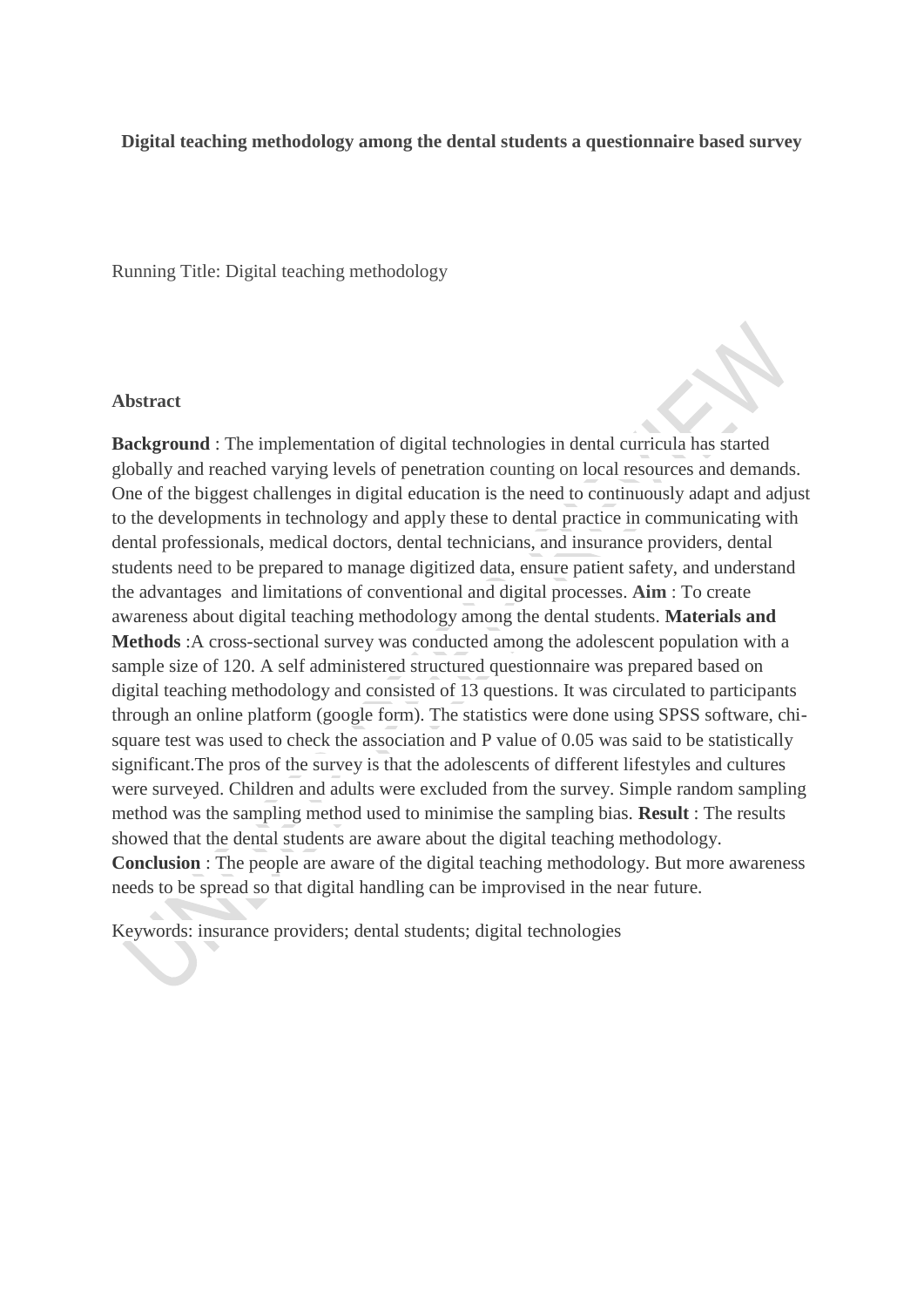**Digital teaching methodology among the dental students a questionnaire based survey**

Running Title: Digital teaching methodology

## Abstract

**Background** : The implementation of digital technologies in dental curricula has started globally and reached varying levels of penetration counting on local resources and demands. One of the biggest challenges in digital education is the need to continuously adapt and adjust to the developments in technology and apply these to dental practice in communicating with dental professionals, medical doctors, dental technicians, and insurance providers, dental students need to be prepared to manage digitized data, ensure patient safety, and understand the advantages and limitations of conventional and digital processes. **Aim** : To create awareness about digital teaching methodology among the dental students. **Materials and Methods** :A cross-sectional survey was conducted among the adolescent population with a sample size of 120. A self administered structured questionnaire was prepared based on digital teaching methodology and consisted of 13 questions. It was circulated to participants through an online platform (google form). The statistics were done using SPSS software, chi-square test was used to check the association and P value of 0.05 was said to be statistically significant.The pros of the survey is that the adolescents of different lifestyles and cultures were surveyed. Children and adults were excluded from the survey. Simple random sampling method was the sampling method used to minimise the sampling bias. **Result** : The results showed that the dental students are aware about the digital teaching methodology. **Conclusion** : The people are aware of the digital teaching methodology. But more awareness needs to be spread so that digital handling can be improvised in the near future.

Keywords: insurance providers; dental students; digital technologies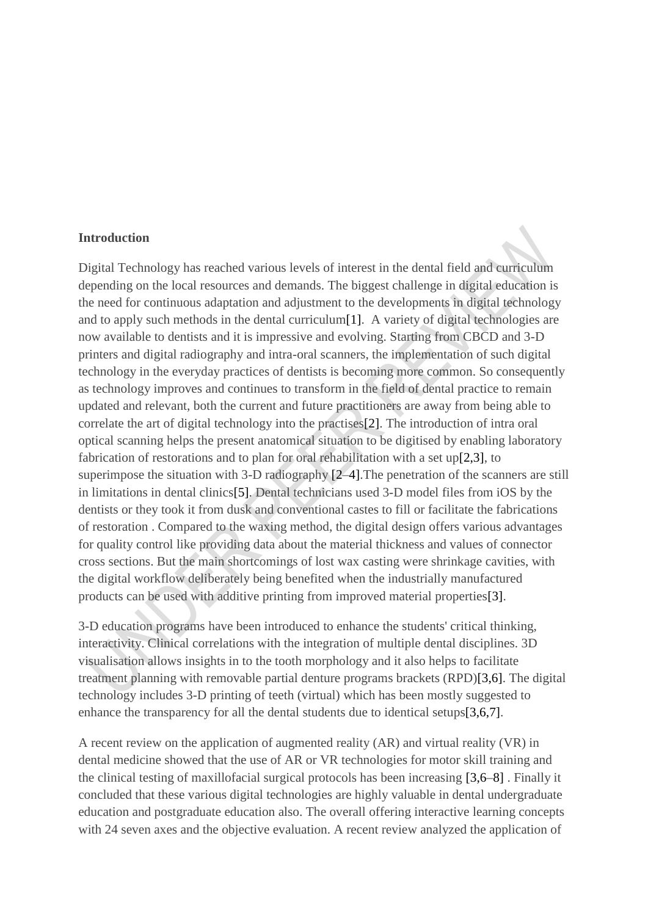**Introduction**

Digital Technology has reached various levels of interest in the dental field and curriculum depending on the local resources and demands. The biggest challenge in digital education is the need for continuous adaptation and adjustment to the developments in digital technology and to apply such methods in the dental curriculum[1]. A variety of digital technologies are now available to dentists and it is impressive and evolving. Starting from CBCD and 3-D printers and digital radiography and intra-oral scanners, the implementation of such digital technology in the everyday practices of dentists is becoming more common. So consequently as technology improves and continues to transform in the field of dental practice to remain updated and relevant, both the current and future practitioners are away from being able to correlate the art of digital technology into the practises[2]. The introduction of intra oral optical scanning helps the present anatomical situation to be digitised by enabling laboratory fabrication of restorations and to plan for oral rehabilitation with a set up[2,3], to superimpose the situation with 3-D radiography [2–4].The penetration of the scanners are still in limitations in dental clinics[5]. Dental technicians used 3-D model files from iOS by the dentists or they took it from dusk and conventional castes to fill or facilitate the fabrications of restoration . Compared to the waxing method, the digital design offers various advantages for quality control like providing data about the material thickness and values of connector cross sections. But the main shortcomings of lost wax casting were shrinkage cavities, with the digital workflow deliberately being benefited when the industrially manufactured products can be used with additive printing from improved material properties[3].

3-D education programs have been introduced to enhance the students' critical thinking, interactivity. Clinical correlations with the integration of multiple dental disciplines. 3D visualisation allows insights in to the tooth morphology and it also helps to facilitate treatment planning with removable partial denture programs brackets (RPD)[3,6]. The digital technology includes 3-D printing of teeth (virtual) which has been mostly suggested to enhance the transparency for all the dental students due to identical setups[3,6,7].

A recent review on the application of augmented reality (AR) and virtual reality (VR) in dental medicine showed that the use of AR or VR technologies for motor skill training and the clinical testing of maxillofacial surgical protocols has been increasing [3,6–8] . Finally it concluded that these various digital technologies are highly valuable in dental undergraduate education and postgraduate education also. The overall offering interactive learning concepts with 24 seven axes and the objective evaluation. A recent review analyzed the application of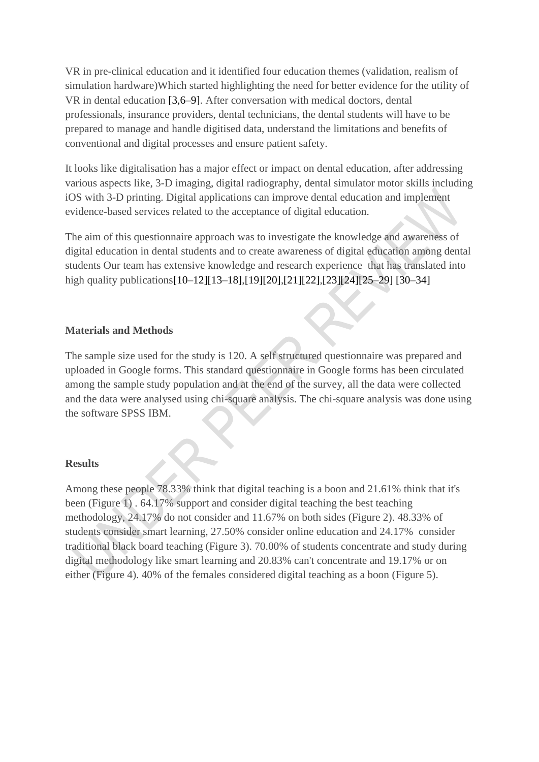VR in pre-clinical education and it identified four education themes (validation, realism of simulation hardware)Which started highlighting the need for better evidence for the utility of VR in dental education [3,6–9]. After conversation with medical doctors, dental professionals, insurance providers, dental technicians, the dental students will have to be prepared to manage and handle digitised data, understand the limitations and benefits of conventional and digital processes and ensure patient safety.

It looks like digitalisation has a major effect or impact on dental education, after addressing various aspects like, 3-D imaging, digital radiography, dental simulator motor skills including iOS with 3-D printing. Digital applications can improve dental education and implement evidence-based services related to the acceptance of digital education.

The aim of this questionnaire approach was to investigate the knowledge and awareness of digital education in dental students and to create awareness of digital education among dental students Our team has extensive knowledge and research experience that has translated into high quality publications[10–12][13–18],[19][20],[21][22],[23][24][25–29] [30–34]

## Materials and Methods

The sample size used for the study is 120. A self structured questionnaire was prepared and uploaded in Google forms. This standard questionnaire in Google forms has been circulated among the sample study population and at the end of the survey, all the data were collected and the data were analysed using chi-square analysis. The chi-square analysis was done using the software SPSS IBM.

## Results

Among these people 78.33% think that digital teaching is a boon and 21.61% think that it's been (Figure 1) . 64.17% support and consider digital teaching the best teaching methodology, 24.17% do not consider and 11.67% on both sides (Figure 2). 48.33% of students consider smart learning, 27.50% consider online education and 24.17% consider traditional black board teaching (Figure 3). 70.00% of students concentrate and study during digital methodology like smart learning and 20.83% can't concentrate and 19.17% or on either (Figure 4). 40% of the females considered digital teaching as a boon (Figure 5).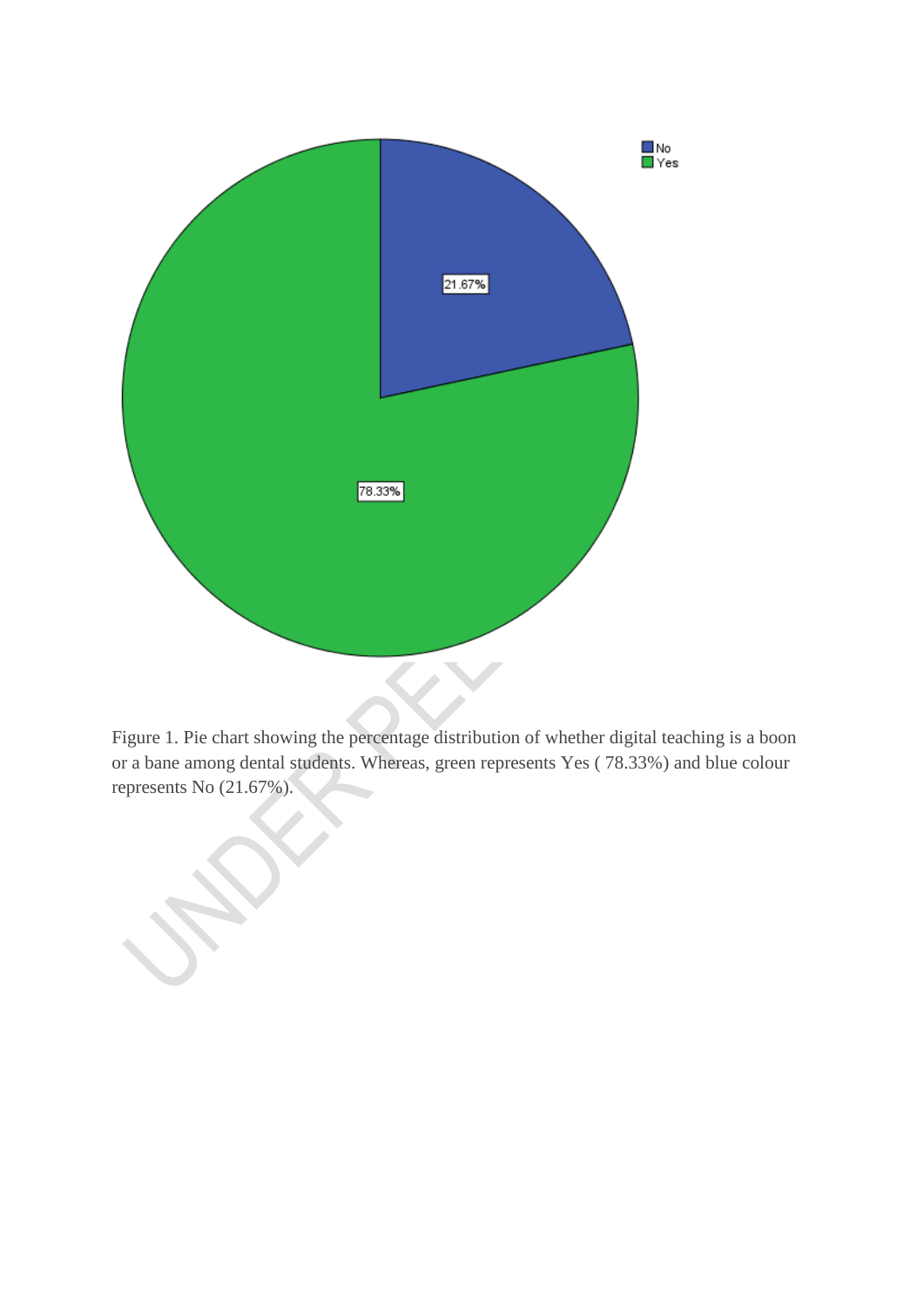Figure 1. Pie chart showing the percentage distribution of whether digital teaching is a boon or a bane among dental students. Whereas, green represents Yes ( 78.33%) and blue colour represents No (21.67%).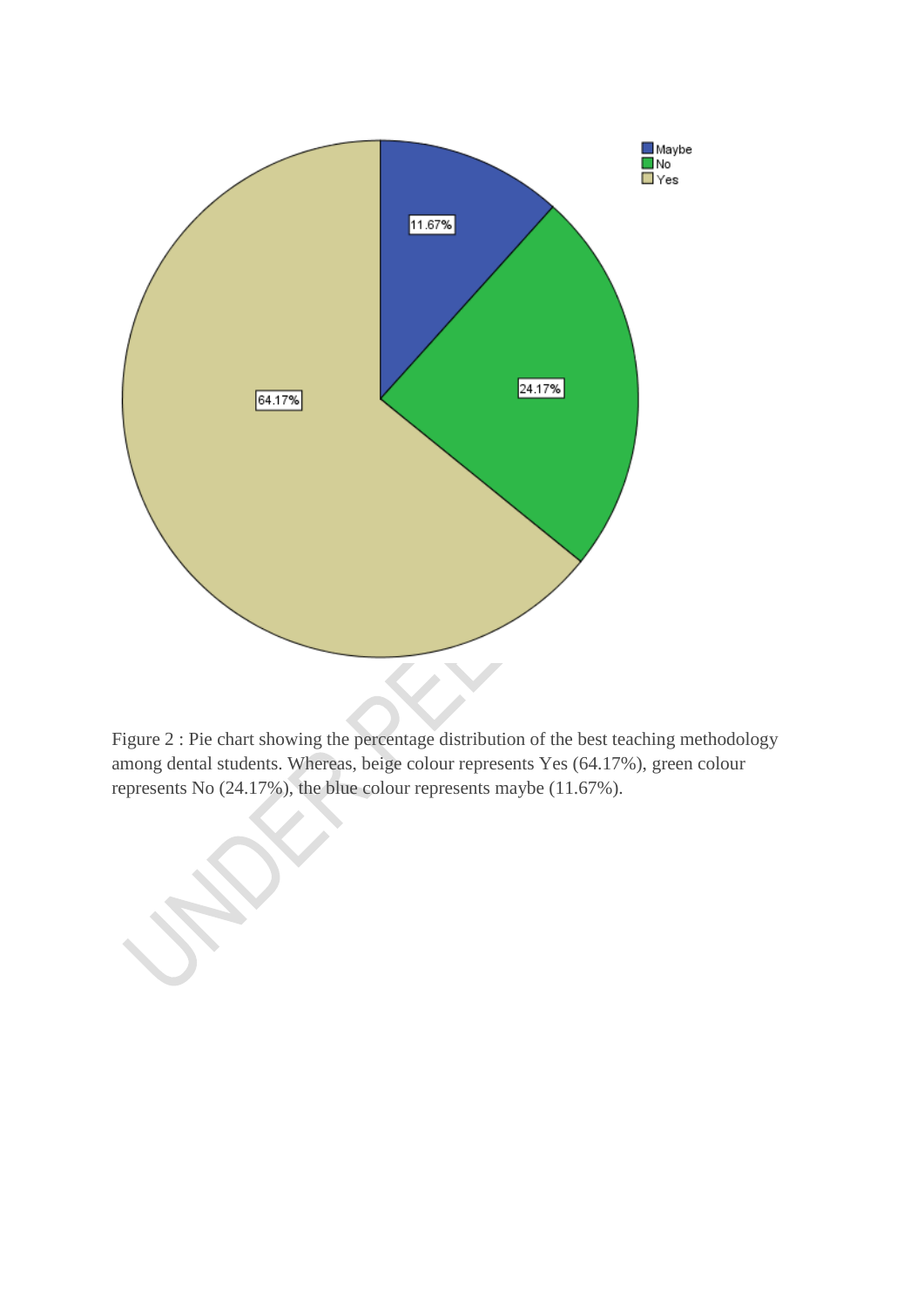Figure 2 : Pie chart showing the percentage distribution of the best teaching methodology among dental students. Whereas, beige colour represents Yes (64.17%), green colour represents No (24.17%), the blue colour represents maybe (11.67%).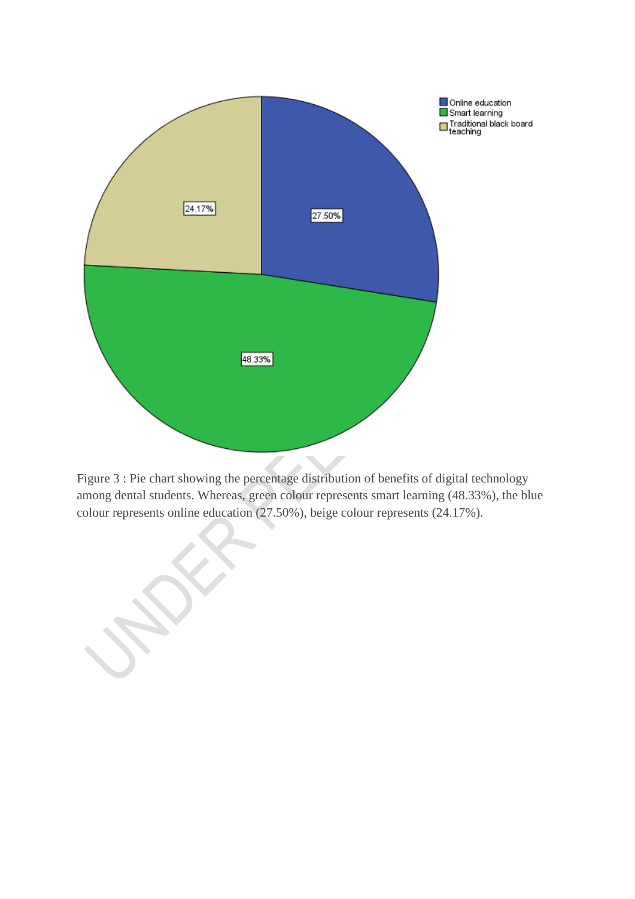Figure 3 : Pie chart showing the percentage distribution of benefits of digital technology among dental students. Whereas, green colour represents smart learning (48.33%), the blue colour represents online education (27.50%), beige colour represents (24.17%).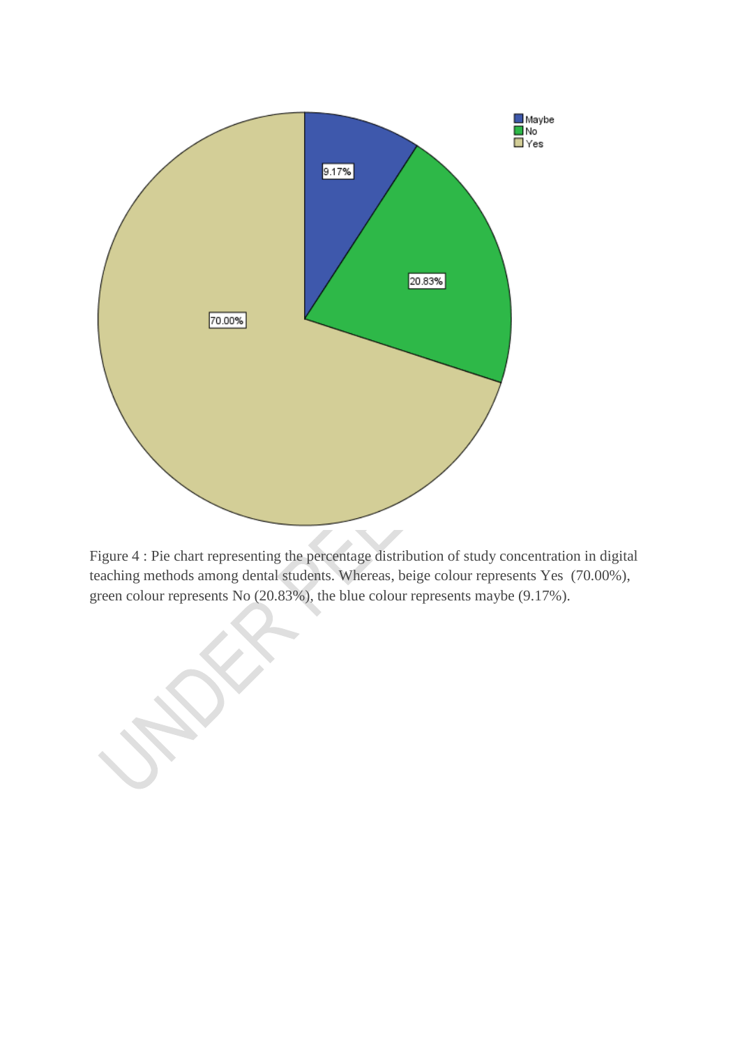Figure 4 : Pie chart representing the percentage distribution of study concentration in digital teaching methods among dental students. Whereas, beige colour represents Yes (70.00%), green colour represents No (20.83%), the blue colour represents maybe (9.17%).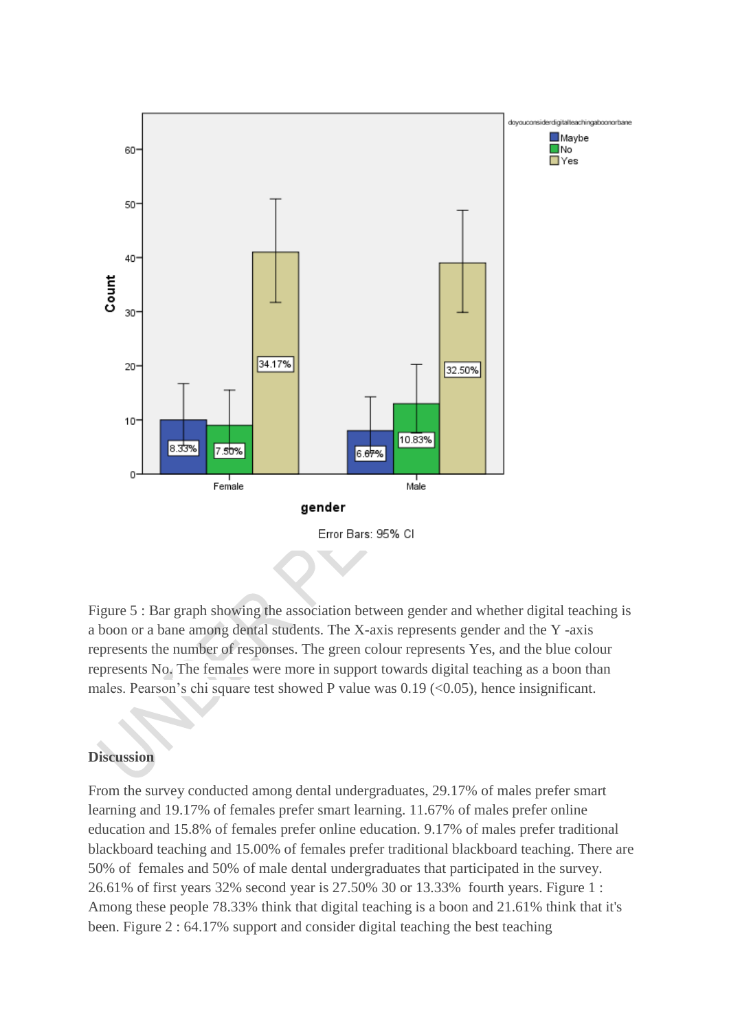Figure 5 : Bar graph showing the association between gender and whether digital teaching is a boon or a bane among dental students. The X-axis represents gender and the Y -axis represents the number of responses. The green colour represents Yes, and the blue colour represents No. The females were more in support towards digital teaching as a boon than males. Pearson's chi square test showed P value was 0.19 (<0.05), hence insignificant.

## Discussion

From the survey conducted among dental undergraduates, 29.17% of males prefer smart learning and 19.17% of females prefer smart learning. 11.67% of males prefer online education and 15.8% of females prefer online education. 9.17% of males prefer traditional blackboard teaching and 15.00% of females prefer traditional blackboard teaching. There are 50% of females and 50% of male dental undergraduates that participated in the survey. 26.61% of first years 32% second year is 27.50% 30 or 13.33% fourth years. Figure 1 : Among these people 78.33% think that digital teaching is a boon and 21.61% think that it's been. Figure 2 : 64.17% support and consider digital teaching the best teaching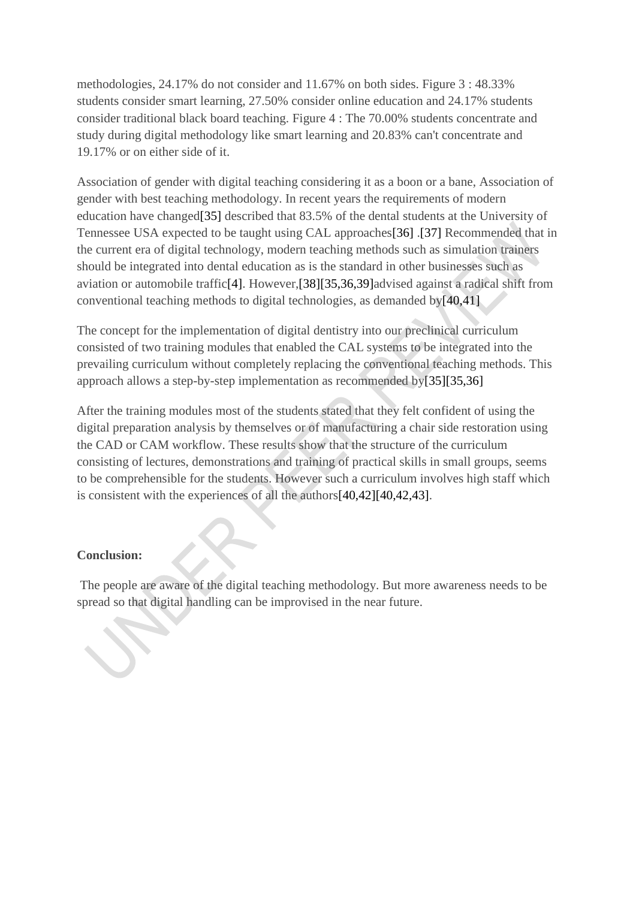methodologies, 24.17% do not consider and 11.67% on both sides. Figure 3 : 48.33% students consider smart learning, 27.50% consider online education and 24.17% students consider traditional black board teaching. Figure 4 : The 70.00% students concentrate and study during digital methodology like smart learning and 20.83% can't concentrate and 19.17% or on either side of it.

Association of gender with digital teaching considering it as a boon or a bane, Association of gender with best teaching methodology. In recent years the requirements of modern education have changed[35] described that 83.5% of the dental students at the University of Tennessee USA expected to be taught using CAL approaches[36] .[37] Recommended that in the current era of digital technology, modern teaching methods such as simulation trainers should be integrated into dental education as is the standard in other businesses such as aviation or automobile traffic[4]. However,[38][35,36,39]advised against a radical shift from conventional teaching methods to digital technologies, as demanded by[40,41]

The concept for the implementation of digital dentistry into our preclinical curriculum consisted of two training modules that enabled the CAL systems to be integrated into the prevailing curriculum without completely replacing the conventional teaching methods. This approach allows a step-by-step implementation as recommended by[35][35,36]

After the training modules most of the students stated that they felt confident of using the digital preparation analysis by themselves or of manufacturing a chair side restoration using the CAD or CAM workflow. These results show that the structure of the curriculum consisting of lectures, demonstrations and training of practical skills in small groups, seems to be comprehensible for the students. However such a curriculum involves high staff which is consistent with the experiences of all the authors[40,42][40,42,43].

**Conclusion:**

The people are aware of the digital teaching methodology. But more awareness needs to be spread so that digital handling can be improvised in the near future.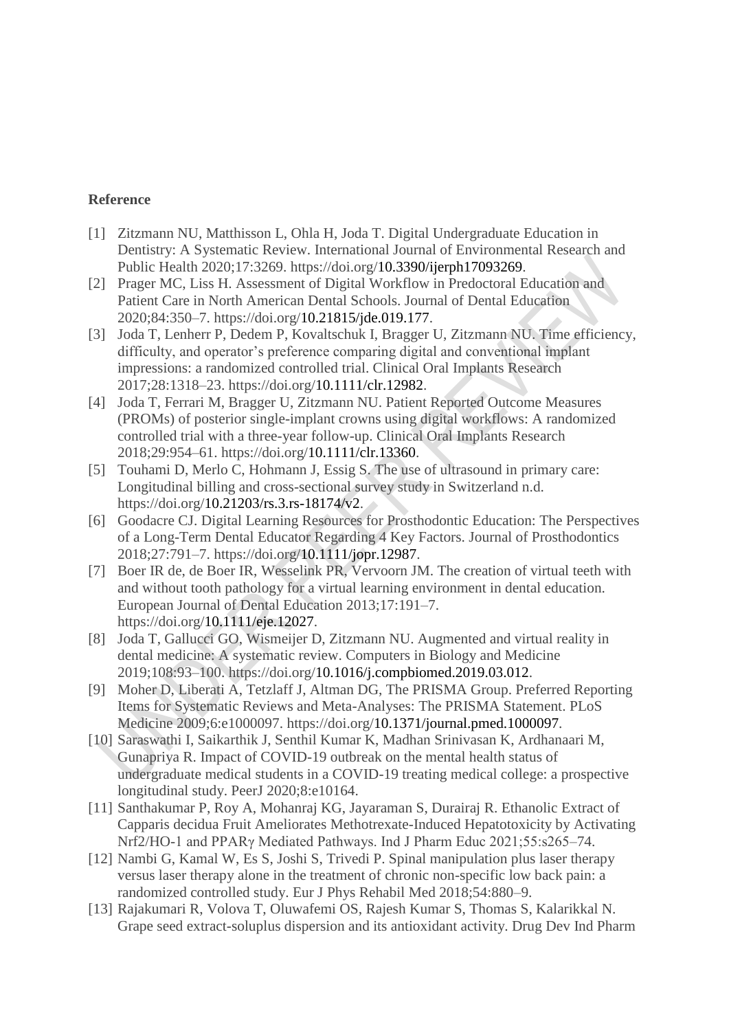**Reference**

[1] Zitzmann NU, Matthisson L, Ohla H, Joda T. Digital Undergraduate Education in Dentistry: A Systematic Review. International Journal of Environmental Research and Public Health 2020;17:3269. https://doi.org/10.3390/ijerph17093269.

[2] Prager MC, Liss H. Assessment of Digital Workflow in Predoctoral Education and Patient Care in North American Dental Schools. Journal of Dental Education 2020;84:350–7. https://doi.org/10.21815/jde.019.177.

[3] Joda T, Lenherr P, Dedem P, Kovaltschuk I, Bragger U, Zitzmann NU. Time efficiency, difficulty, and operator's preference comparing digital and conventional implant impressions: a randomized controlled trial. Clinical Oral Implants Research 2017;28:1318–23. https://doi.org/10.1111/clr.12982.

[4] Joda T, Ferrari M, Bragger U, Zitzmann NU. Patient Reported Outcome Measures (PROMs) of posterior single-implant crowns using digital workflows: A randomized controlled trial with a three-year follow-up. Clinical Oral Implants Research 2018;29:954–61. https://doi.org/10.1111/clr.13360.

[5] Touhami D, Merlo C, Hohmann J, Essig S. The use of ultrasound in primary care: Longitudinal billing and cross-sectional survey study in Switzerland n.d. https://doi.org/10.21203/rs.3.rs-18174/v2.

[6] Goodacre CJ. Digital Learning Resources for Prosthodontic Education: The Perspectives of a Long-Term Dental Educator Regarding 4 Key Factors. Journal of Prosthodontics 2018;27:791–7. https://doi.org/10.1111/jopr.12987.

[7] Boer IR de, de Boer IR, Wesselink PR, Vervoorn JM. The creation of virtual teeth with and without tooth pathology for a virtual learning environment in dental education. European Journal of Dental Education 2013;17:191–7. https://doi.org/10.1111/eje.12027.

[8] Joda T, Gallucci GO, Wismeijer D, Zitzmann NU. Augmented and virtual reality in dental medicine: A systematic review. Computers in Biology and Medicine 2019;108:93–100. https://doi.org/10.1016/j.compbiomed.2019.03.012.

[9] Moher D, Liberati A, Tetzlaff J, Altman DG, The PRISMA Group. Preferred Reporting Items for Systematic Reviews and Meta-Analyses: The PRISMA Statement. PLoS Medicine 2009;6:e1000097. https://doi.org/10.1371/journal.pmed.1000097.

[10] Saraswathi I, Saikarthik J, Senthil Kumar K, Madhan Srinivasan K, Ardhanaari M, Gunapriya R. Impact of COVID-19 outbreak on the mental health status of undergraduate medical students in a COVID-19 treating medical college: a prospective longitudinal study. PeerJ 2020;8:e10164.

[11] Santhakumar P, Roy A, Mohanraj KG, Jayaraman S, Durairaj R. Ethanolic Extract of Capparis decidua Fruit Ameliorates Methotrexate-Induced Hepatotoxicity by Activating Nrf2/HO-1 and PPARγ Mediated Pathways. Ind J Pharm Educ 2021;55:s265–74.

[12] Nambi G, Kamal W, Es S, Joshi S, Trivedi P. Spinal manipulation plus laser therapy versus laser therapy alone in the treatment of chronic non-specific low back pain: a randomized controlled study. Eur J Phys Rehabil Med 2018;54:880–9.

[13] Rajakumari R, Volova T, Oluwafemi OS, Rajesh Kumar S, Thomas S, Kalarikkal N. Grape seed extract-soluplus dispersion and its antioxidant activity. Drug Dev Ind Pharm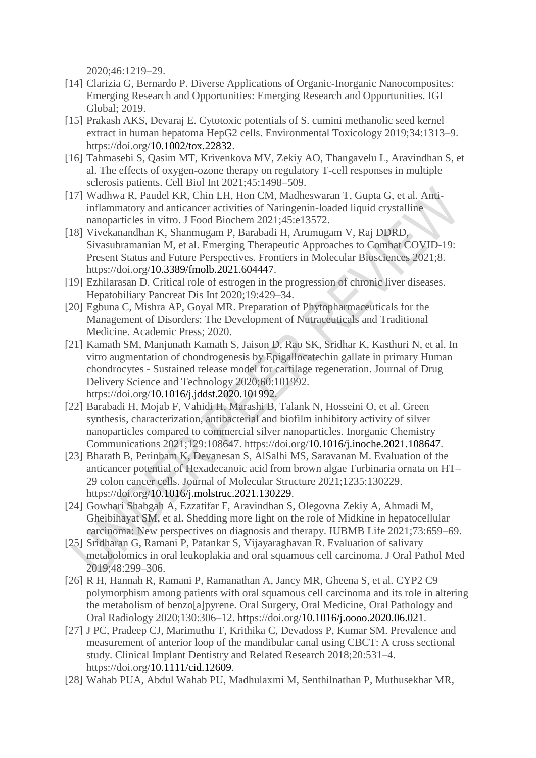2020;46:1219–29.

[14] Clarizia G, Bernardo P. Diverse Applications of Organic-Inorganic Nanocomposites: Emerging Research and Opportunities: Emerging Research and Opportunities. IGI Global; 2019.

[15] Prakash AKS, Devaraj E. Cytotoxic potentials of S. cumini methanolic seed kernel extract in human hepatoma HepG2 cells. Environmental Toxicology 2019;34:1313–9. https://doi.org/10.1002/tox.22832.

[16] Tahmasebi S, Qasim MT, Krivenkova MV, Zekiy AO, Thangavelu L, Aravindhan S, et al. The effects of oxygen-ozone therapy on regulatory T-cell responses in multiple sclerosis patients. Cell Biol Int 2021;45:1498–509.

[17] Wadhwa R, Paudel KR, Chin LH, Hon CM, Madheswaran T, Gupta G, et al. Anti-inflammatory and anticancer activities of Naringenin-loaded liquid crystalline nanoparticles in vitro. J Food Biochem 2021;45:e13572.

[18] Vivekanandhan K, Shanmugam P, Barabadi H, Arumugam V, Raj DDRD, Sivasubramanian M, et al. Emerging Therapeutic Approaches to Combat COVID-19: Present Status and Future Perspectives. Frontiers in Molecular Biosciences 2021;8. https://doi.org/10.3389/fmolb.2021.604447.

[19] Ezhilarasan D. Critical role of estrogen in the progression of chronic liver diseases. Hepatobiliary Pancreat Dis Int 2020;19:429–34.

[20] Egbuna C, Mishra AP, Goyal MR. Preparation of Phytopharmaceuticals for the Management of Disorders: The Development of Nutraceuticals and Traditional Medicine. Academic Press; 2020.

[21] Kamath SM, Manjunath Kamath S, Jaison D, Rao SK, Sridhar K, Kasthuri N, et al. In vitro augmentation of chondrogenesis by Epigallocatechin gallate in primary Human chondrocytes - Sustained release model for cartilage regeneration. Journal of Drug Delivery Science and Technology 2020;60:101992. https://doi.org/10.1016/j.jddst.2020.101992.

[22] Barabadi H, Mojab F, Vahidi H, Marashi B, Talank N, Hosseini O, et al. Green synthesis, characterization, antibacterial and biofilm inhibitory activity of silver nanoparticles compared to commercial silver nanoparticles. Inorganic Chemistry Communications 2021;129:108647. https://doi.org/10.1016/j.inoche.2021.108647.

[23] Bharath B, Perinbam K, Devanesan S, AlSalhi MS, Saravanan M. Evaluation of the anticancer potential of Hexadecanoic acid from brown algae Turbinaria ornata on HT–29 colon cancer cells. Journal of Molecular Structure 2021;1235:130229. https://doi.org/10.1016/j.molstruc.2021.130229.

[24] Gowhari Shabgah A, Ezzatifar F, Aravindhan S, Olegovna Zekiy A, Ahmadi M, Gheibihayat SM, et al. Shedding more light on the role of Midkine in hepatocellular carcinoma: New perspectives on diagnosis and therapy. IUBMB Life 2021;73:659–69.

[25] Sridharan G, Ramani P, Patankar S, Vijayaraghavan R. Evaluation of salivary metabolomics in oral leukoplakia and oral squamous cell carcinoma. J Oral Pathol Med 2019;48:299–306.

[26] R H, Hannah R, Ramani P, Ramanathan A, Jancy MR, Gheena S, et al. CYP2 C9 polymorphism among patients with oral squamous cell carcinoma and its role in altering the metabolism of benzo[a]pyrene. Oral Surgery, Oral Medicine, Oral Pathology and Oral Radiology 2020;130:306–12. https://doi.org/10.1016/j.oooo.2020.06.021.

[27] J PC, Pradeep CJ, Marimuthu T, Krithika C, Devadoss P, Kumar SM. Prevalence and measurement of anterior loop of the mandibular canal using CBCT: A cross sectional study. Clinical Implant Dentistry and Related Research 2018;20:531–4. https://doi.org/10.1111/cid.12609.

[28] Wahab PUA, Abdul Wahab PU, Madhulaxmi M, Senthilnathan P, Muthusekhar MR,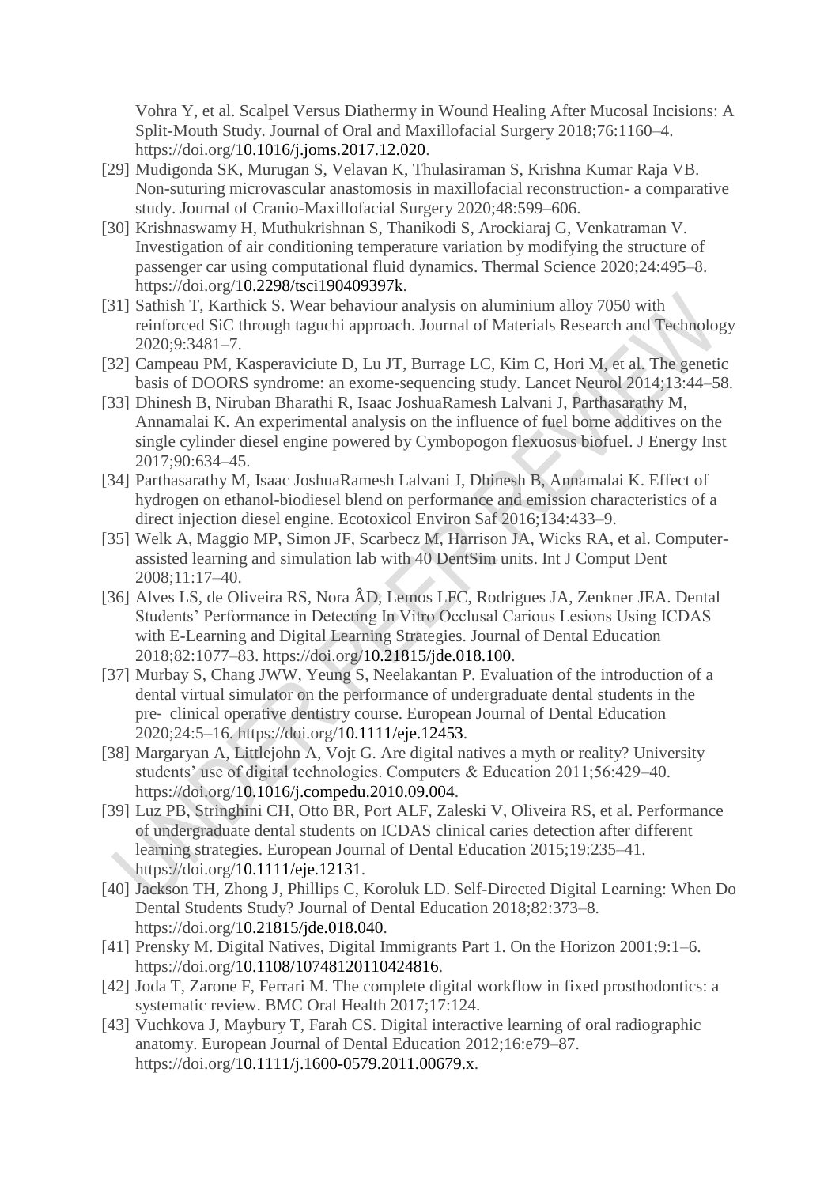Vohra Y, et al. Scalpel Versus Diathermy in Wound Healing After Mucosal Incisions: A Split-Mouth Study. Journal of Oral and Maxillofacial Surgery 2018;76:1160–4. https://doi.org/10.1016/j.joms.2017.12.020.

[29] Mudigonda SK, Murugan S, Velavan K, Thulasiraman S, Krishna Kumar Raja VB. Non-suturing microvascular anastomosis in maxillofacial reconstruction- a comparative study. Journal of Cranio-Maxillofacial Surgery 2020;48:599–606.

[30] Krishnaswamy H, Muthukrishnan S, Thanikodi S, Arockiaraj G, Venkatraman V. Investigation of air conditioning temperature variation by modifying the structure of passenger car using computational fluid dynamics. Thermal Science 2020;24:495–8. https://doi.org/10.2298/tsci190409397k.

[31] Sathish T, Karthick S. Wear behaviour analysis on aluminium alloy 7050 with reinforced SiC through taguchi approach. Journal of Materials Research and Technology 2020;9:3481–7.

[32] Campeau PM, Kasperaviciute D, Lu JT, Burrage LC, Kim C, Hori M, et al. The genetic basis of DOORS syndrome: an exome-sequencing study. Lancet Neurol 2014;13:44–58.

[33] Dhinesh B, Niruban Bharathi R, Isaac JoshuaRamesh Lalvani J, Parthasarathy M, Annamalai K. An experimental analysis on the influence of fuel borne additives on the single cylinder diesel engine powered by Cymbopogon flexuosus biofuel. J Energy Inst 2017;90:634–45.

[34] Parthasarathy M, Isaac JoshuaRamesh Lalvani J, Dhinesh B, Annamalai K. Effect of hydrogen on ethanol-biodiesel blend on performance and emission characteristics of a direct injection diesel engine. Ecotoxicol Environ Saf 2016;134:433–9.

[35] Welk A, Maggio MP, Simon JF, Scarbecz M, Harrison JA, Wicks RA, et al. Computer-assisted learning and simulation lab with 40 DentSim units. Int J Comput Dent 2008;11:17–40.

[36] Alves LS, de Oliveira RS, Nora ÂD, Lemos LFC, Rodrigues JA, Zenkner JEA. Dental Students' Performance in Detecting In Vitro Occlusal Carious Lesions Using ICDAS with E-Learning and Digital Learning Strategies. Journal of Dental Education 2018;82:1077–83. https://doi.org/10.21815/jde.018.100.

[37] Murbay S, Chang JWW, Yeung S, Neelakantan P. Evaluation of the introduction of a dental virtual simulator on the performance of undergraduate dental students in the pre- clinical operative dentistry course. European Journal of Dental Education 2020;24:5–16. https://doi.org/10.1111/eje.12453.

[38] Margaryan A, Littlejohn A, Vojt G. Are digital natives a myth or reality? University students' use of digital technologies. Computers & Education 2011;56:429–40. https://doi.org/10.1016/j.compedu.2010.09.004.

[39] Luz PB, Stringhini CH, Otto BR, Port ALF, Zaleski V, Oliveira RS, et al. Performance of undergraduate dental students on ICDAS clinical caries detection after different learning strategies. European Journal of Dental Education 2015;19:235–41. https://doi.org/10.1111/eje.12131.

[40] Jackson TH, Zhong J, Phillips C, Koroluk LD. Self-Directed Digital Learning: When Do Dental Students Study? Journal of Dental Education 2018;82:373–8. https://doi.org/10.21815/jde.018.040.

[41] Prensky M. Digital Natives, Digital Immigrants Part 1. On the Horizon 2001;9:1–6. https://doi.org/10.1108/10748120110424816.

[42] Joda T, Zarone F, Ferrari M. The complete digital workflow in fixed prosthodontics: a systematic review. BMC Oral Health 2017;17:124.

[43] Vuchkova J, Maybury T, Farah CS. Digital interactive learning of oral radiographic anatomy. European Journal of Dental Education 2012;16:e79–87. https://doi.org/10.1111/j.1600-0579.2011.00679.x.